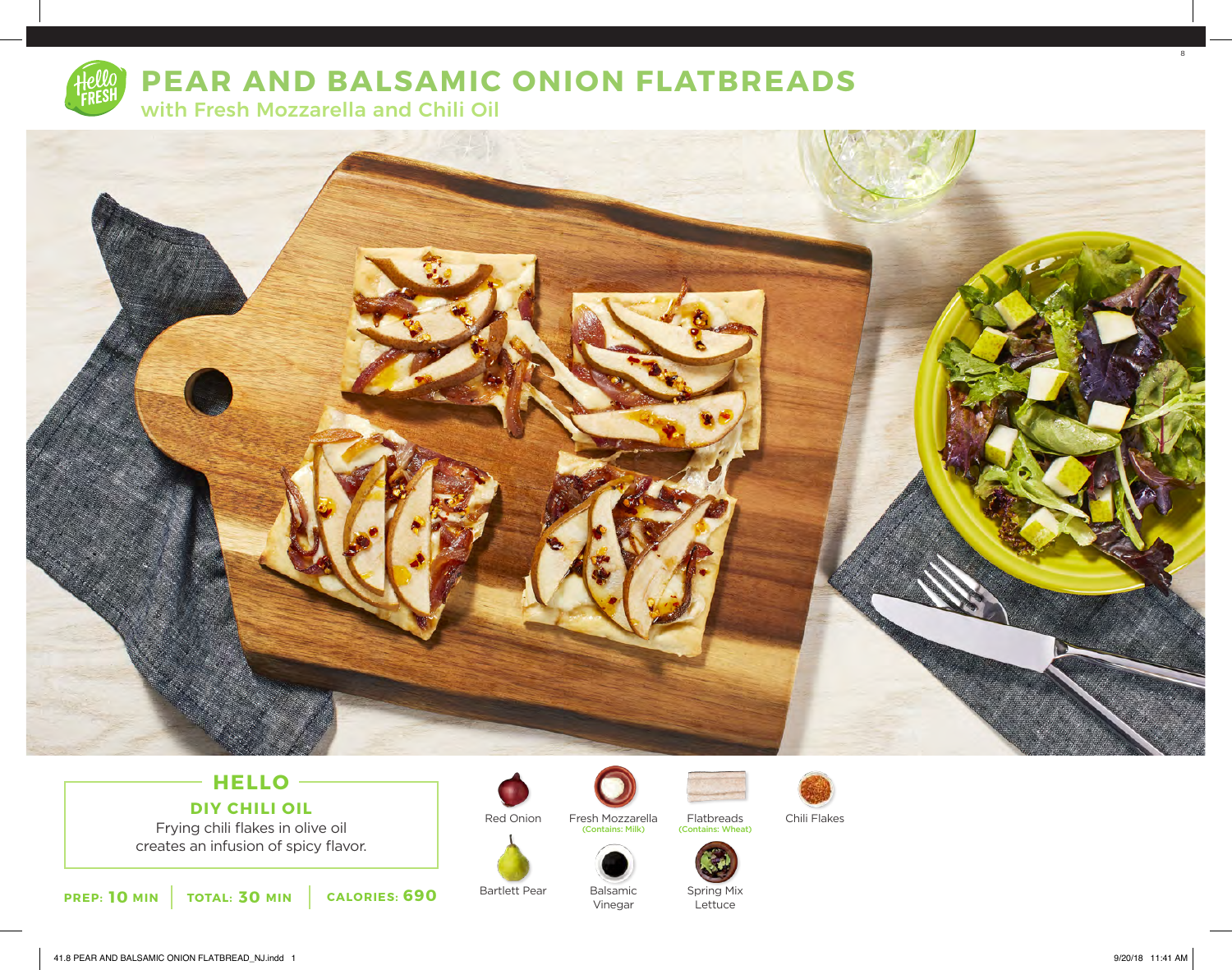# PEAR AND BALSAMIC ONION FLATBREADS

## with Fresh Mozzarella and Chili Oil

### HELLO

**DIY CHILI OIL**

Frying chili flakes in olive oil creates an infusion of spicy flavor.

**PREP: 10 MIN** | **TOTAL: 30 MIN** | **CALORIES: 690**

- Red Onion
- Fresh Mozzarella (Contains: Milk)
- Flatbreads (Contains: Wheat)
- Chili Flakes
- Bartlett Pear
- Balsamic Vinegar
- Spring Mix Lettuce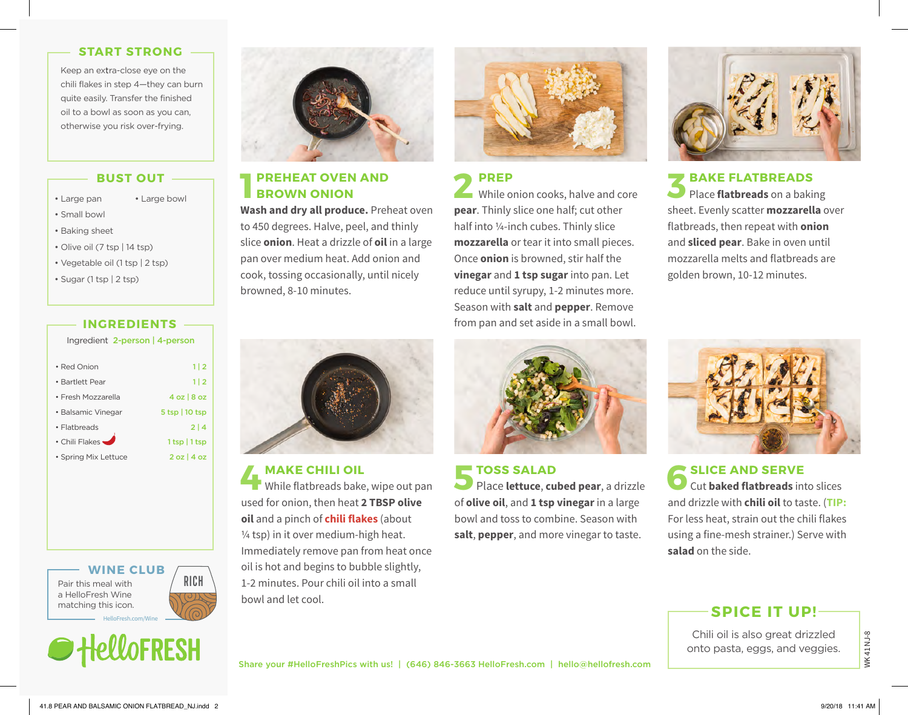## START STRONG

Keep an extra-close eye on the chili flakes in step 4—they can burn quite easily. Transfer the finished oil to a bowl as soon as you can, otherwise you risk over-frying.

## BUST OUT

- Large pan
- Large bowl
- Small bowl
- Baking sheet
- Olive oil (7 tsp | 14 tsp)
- Vegetable oil (1 tsp | 2 tsp)
- Sugar (1 tsp | 2 tsp)

## INGREDIENTS

| Ingredient | 2-person \| 4-person |
|---|---|
| Red Onion | 1 \| 2 |
| Bartlett Pear | 1 \| 2 |
| Fresh Mozzarella | 4 oz \| 8 oz |
| Balsamic Vinegar | 5 tsp \| 10 tsp |
| Flatbreads | 2 \| 4 |
| Chili Flakes | 1 tsp \| 1 tsp |
| Spring Mix Lettuce | 2 oz \| 4 oz |

## WINE CLUB

Pair this meal with a HelloFresh Wine matching this icon.

RICH

HelloFresh.com/Wine

HelloFRESH

## 1 PREHEAT OVEN AND BROWN ONION

**Wash and dry all produce.** Preheat oven to 450 degrees. Halve, peel, and thinly slice **onion**. Heat a drizzle of **oil** in a large pan over medium heat. Add onion and cook, tossing occasionally, until nicely browned, 8-10 minutes.

## 2 PREP

While onion cooks, halve and core **pear**. Thinly slice one half; cut other half into ¼-inch cubes. Thinly slice **mozzarella** or tear it into small pieces. Once **onion** is browned, stir half the **vinegar** and **1 tsp sugar** into pan. Let reduce until syrupy, 1-2 minutes more. Season with **salt** and **pepper**. Remove from pan and set aside in a small bowl.

## 3 BAKE FLATBREADS

Place **flatbreads** on a baking sheet. Evenly scatter **mozzarella** over flatbreads, then repeat with **onion** and **sliced pear**. Bake in oven until mozzarella melts and flatbreads are golden brown, 10-12 minutes.

## 4 MAKE CHILI OIL

While flatbreads bake, wipe out pan used for onion, then heat **2 TBSP olive oil** and a pinch of **chili flakes** (about ¼ tsp) in it over medium-high heat. Immediately remove pan from heat once oil is hot and begins to bubble slightly, 1-2 minutes. Pour chili oil into a small bowl and let cool.

## 5 TOSS SALAD

Place **lettuce**, **cubed pear**, a drizzle of **olive oil**, and **1 tsp vinegar** in a large bowl and toss to combine. Season with **salt**, **pepper**, and more vinegar to taste.

## 6 SLICE AND SERVE

Cut **baked flatbreads** into slices and drizzle with **chili oil** to taste. (**TIP:** For less heat, strain out the chili flakes using a fine-mesh strainer.) Serve with **salad** on the side.

## SPICE IT UP!

Chili oil is also great drizzled onto pasta, eggs, and veggies.

Share your #HelloFreshPics with us! | (646) 846-3663 HelloFresh.com | hello@hellofresh.com

WK 41 NJ-8